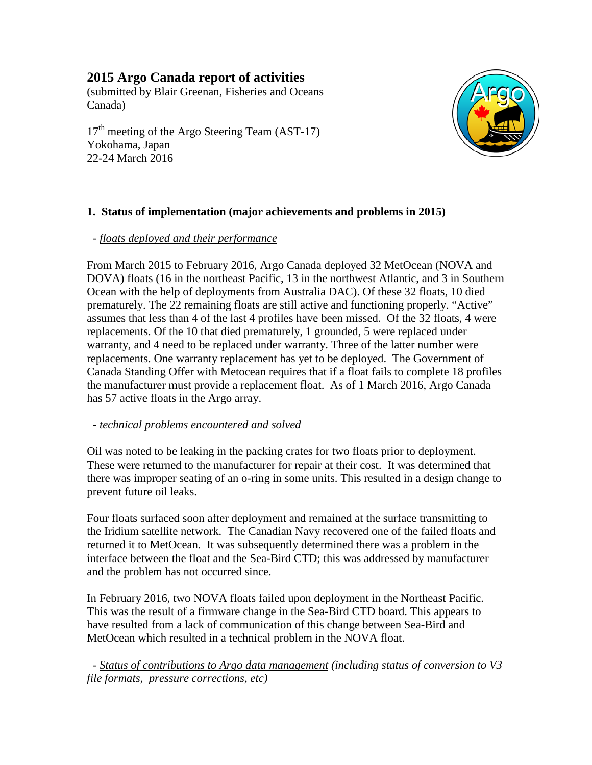# 2015 Argo Canada report of activities

(submitted by Blair Greenan, Fisheries and Oceans Canada)

17th meeting of the Argo Steering Team (AST-17)
Yokohama, Japan
22-24 March 2016

## 1. Status of implementation (major achievements and problems in 2015)

- *floats deployed and their performance*

From March 2015 to February 2016, Argo Canada deployed 32 MetOcean (NOVA and DOVA) floats (16 in the northeast Pacific, 13 in the northwest Atlantic, and 3 in Southern Ocean with the help of deployments from Australia DAC). Of these 32 floats, 10 died prematurely. The 22 remaining floats are still active and functioning properly. "Active" assumes that less than 4 of the last 4 profiles have been missed. Of the 32 floats, 4 were replacements. Of the 10 that died prematurely, 1 grounded, 5 were replaced under warranty, and 4 need to be replaced under warranty. Three of the latter number were replacements. One warranty replacement has yet to be deployed. The Government of Canada Standing Offer with Metocean requires that if a float fails to complete 18 profiles the manufacturer must provide a replacement float. As of 1 March 2016, Argo Canada has 57 active floats in the Argo array.

- *technical problems encountered and solved*

Oil was noted to be leaking in the packing crates for two floats prior to deployment. These were returned to the manufacturer for repair at their cost. It was determined that there was improper seating of an o-ring in some units. This resulted in a design change to prevent future oil leaks.

Four floats surfaced soon after deployment and remained at the surface transmitting to the Iridium satellite network. The Canadian Navy recovered one of the failed floats and returned it to MetOcean. It was subsequently determined there was a problem in the interface between the float and the Sea-Bird CTD; this was addressed by manufacturer and the problem has not occurred since.

In February 2016, two NOVA floats failed upon deployment in the Northeast Pacific. This was the result of a firmware change in the Sea-Bird CTD board. This appears to have resulted from a lack of communication of this change between Sea-Bird and MetOcean which resulted in a technical problem in the NOVA float.

- *Status of contributions to Argo data management (including status of conversion to V3 file formats, pressure corrections, etc)*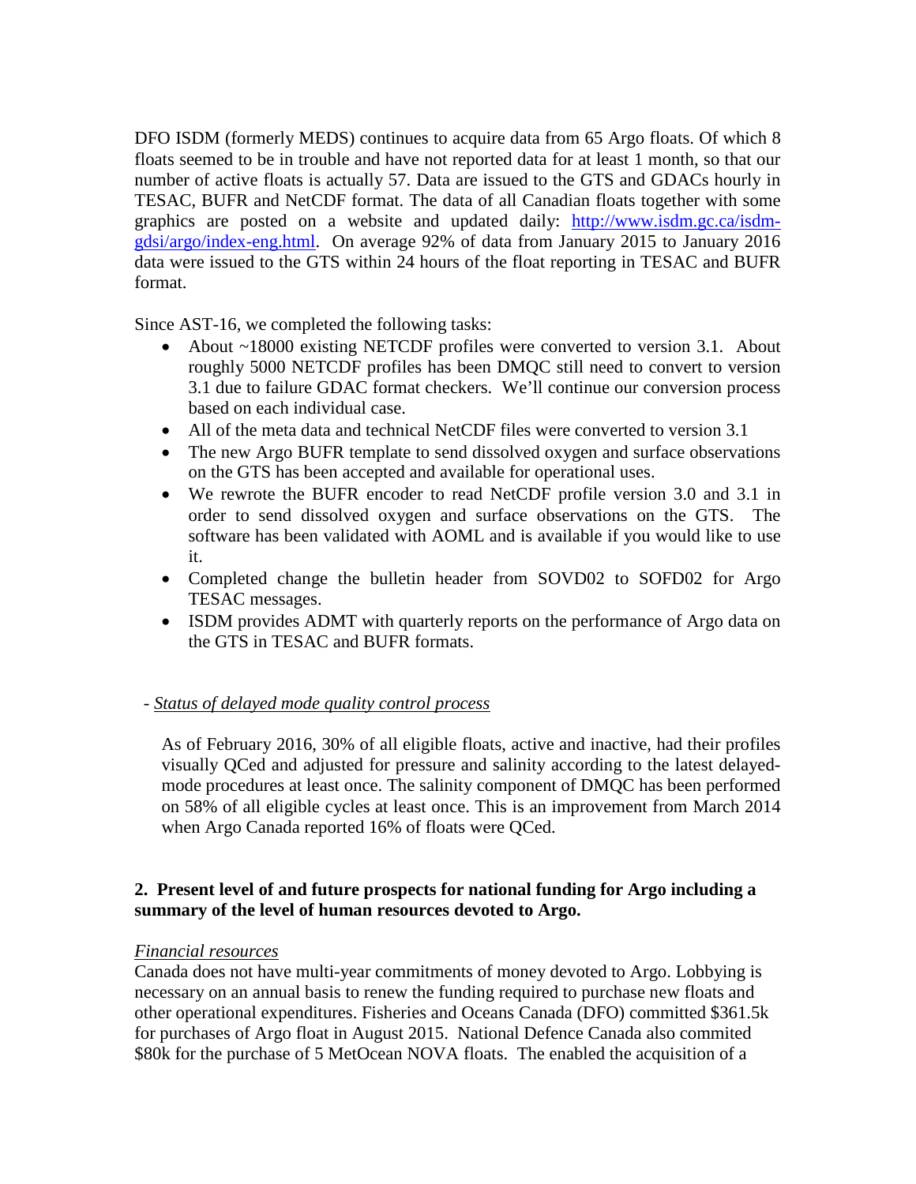DFO ISDM (formerly MEDS) continues to acquire data from 65 Argo floats. Of which 8 floats seemed to be in trouble and have not reported data for at least 1 month, so that our number of active floats is actually 57. Data are issued to the GTS and GDACs hourly in TESAC, BUFR and NetCDF format. The data of all Canadian floats together with some graphics are posted on a website and updated daily: [http://www.isdm.gc.ca/isdm-gdsi/argo/index-eng.html](http://www.isdm.gc.ca/isdm-gdsi/argo/index-eng.html). On average 92% of data from January 2015 to January 2016 data were issued to the GTS within 24 hours of the float reporting in TESAC and BUFR format.

Since AST-16, we completed the following tasks:

- About ~18000 existing NETCDF profiles were converted to version 3.1. About roughly 5000 NETCDF profiles has been DMQC still need to convert to version 3.1 due to failure GDAC format checkers. We'll continue our conversion process based on each individual case.
- All of the meta data and technical NetCDF files were converted to version 3.1
- The new Argo BUFR template to send dissolved oxygen and surface observations on the GTS has been accepted and available for operational uses.
- We rewrote the BUFR encoder to read NetCDF profile version 3.0 and 3.1 in order to send dissolved oxygen and surface observations on the GTS. The software has been validated with AOML and is available if you would like to use it.
- Completed change the bulletin header from SOVD02 to SOFD02 for Argo TESAC messages.
- ISDM provides ADMT with quarterly reports on the performance of Argo data on the GTS in TESAC and BUFR formats.

- *Status of delayed mode quality control process*

As of February 2016, 30% of all eligible floats, active and inactive, had their profiles visually QCed and adjusted for pressure and salinity according to the latest delayed-mode procedures at least once. The salinity component of DMQC has been performed on 58% of all eligible cycles at least once. This is an improvement from March 2014 when Argo Canada reported 16% of floats were QCed.

**2. Present level of and future prospects for national funding for Argo including a summary of the level of human resources devoted to Argo.**

*Financial resources*

Canada does not have multi-year commitments of money devoted to Argo. Lobbying is necessary on an annual basis to renew the funding required to purchase new floats and other operational expenditures. Fisheries and Oceans Canada (DFO) committed $361.5k for purchases of Argo float in August 2015. National Defence Canada also commited $80k for the purchase of 5 MetOcean NOVA floats. The enabled the acquisition of a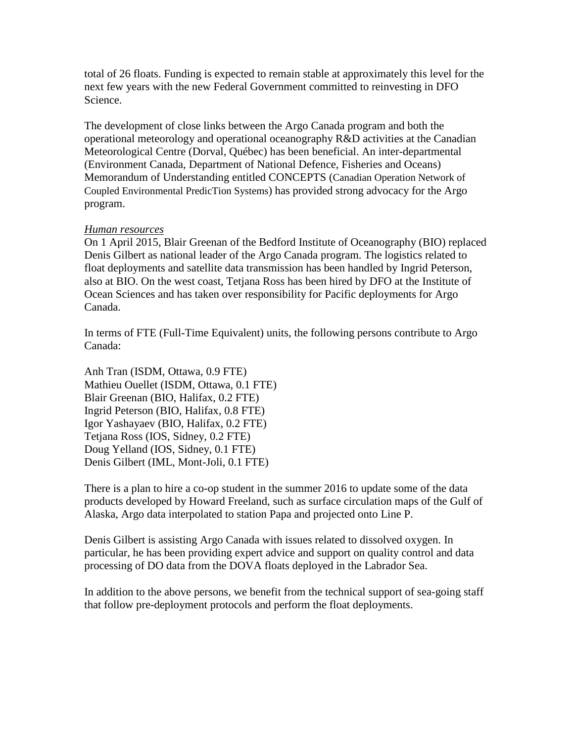total of 26 floats. Funding is expected to remain stable at approximately this level for the next few years with the new Federal Government committed to reinvesting in DFO Science.

The development of close links between the Argo Canada program and both the operational meteorology and operational oceanography R&D activities at the Canadian Meteorological Centre (Dorval, Québec) has been beneficial. An inter-departmental (Environment Canada, Department of National Defence, Fisheries and Oceans) Memorandum of Understanding entitled CONCEPTS (Canadian Operation Network of Coupled Environmental PredicTion Systems) has provided strong advocacy for the Argo program.

*Human resources*

On 1 April 2015, Blair Greenan of the Bedford Institute of Oceanography (BIO) replaced Denis Gilbert as national leader of the Argo Canada program. The logistics related to float deployments and satellite data transmission has been handled by Ingrid Peterson, also at BIO. On the west coast, Tetjana Ross has been hired by DFO at the Institute of Ocean Sciences and has taken over responsibility for Pacific deployments for Argo Canada.

In terms of FTE (Full-Time Equivalent) units, the following persons contribute to Argo Canada:

Anh Tran (ISDM, Ottawa, 0.9 FTE)
Mathieu Ouellet (ISDM, Ottawa, 0.1 FTE)
Blair Greenan (BIO, Halifax, 0.2 FTE)
Ingrid Peterson (BIO, Halifax, 0.8 FTE)
Igor Yashayaev (BIO, Halifax, 0.2 FTE)
Tetjana Ross (IOS, Sidney, 0.2 FTE)
Doug Yelland (IOS, Sidney, 0.1 FTE)
Denis Gilbert (IML, Mont-Joli, 0.1 FTE)

There is a plan to hire a co-op student in the summer 2016 to update some of the data products developed by Howard Freeland, such as surface circulation maps of the Gulf of Alaska, Argo data interpolated to station Papa and projected onto Line P.

Denis Gilbert is assisting Argo Canada with issues related to dissolved oxygen. In particular, he has been providing expert advice and support on quality control and data processing of DO data from the DOVA floats deployed in the Labrador Sea.

In addition to the above persons, we benefit from the technical support of sea-going staff that follow pre-deployment protocols and perform the float deployments.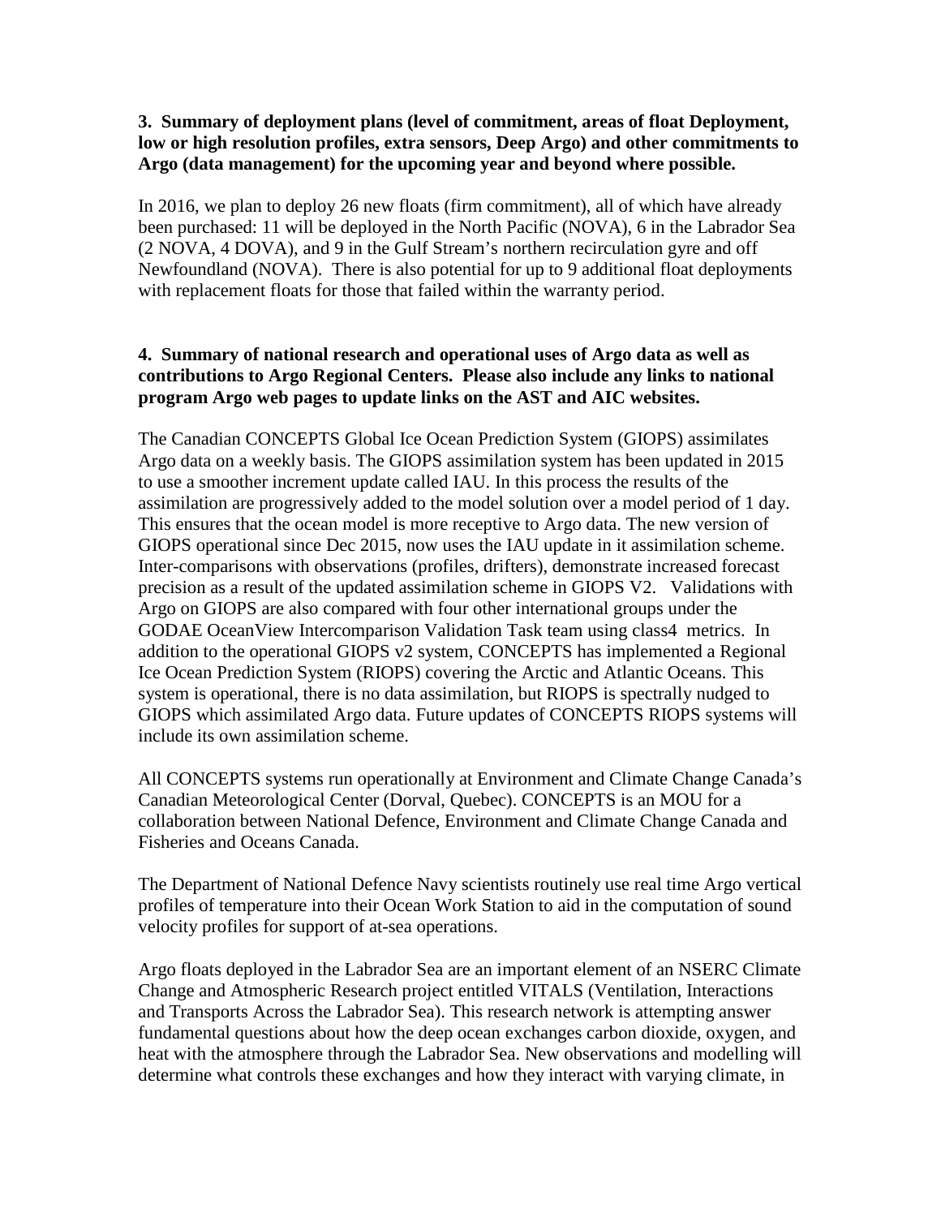**3. Summary of deployment plans (level of commitment, areas of float Deployment, low or high resolution profiles, extra sensors, Deep Argo) and other commitments to Argo (data management) for the upcoming year and beyond where possible.**

In 2016, we plan to deploy 26 new floats (firm commitment), all of which have already been purchased: 11 will be deployed in the North Pacific (NOVA), 6 in the Labrador Sea (2 NOVA, 4 DOVA), and 9 in the Gulf Stream's northern recirculation gyre and off Newfoundland (NOVA). There is also potential for up to 9 additional float deployments with replacement floats for those that failed within the warranty period.

**4. Summary of national research and operational uses of Argo data as well as contributions to Argo Regional Centers. Please also include any links to national program Argo web pages to update links on the AST and AIC websites.**

The Canadian CONCEPTS Global Ice Ocean Prediction System (GIOPS) assimilates Argo data on a weekly basis. The GIOPS assimilation system has been updated in 2015 to use a smoother increment update called IAU. In this process the results of the assimilation are progressively added to the model solution over a model period of 1 day. This ensures that the ocean model is more receptive to Argo data. The new version of GIOPS operational since Dec 2015, now uses the IAU update in it assimilation scheme. Inter-comparisons with observations (profiles, drifters), demonstrate increased forecast precision as a result of the updated assimilation scheme in GIOPS V2. Validations with Argo on GIOPS are also compared with four other international groups under the GODAE OceanView Intercomparison Validation Task team using class4 metrics. In addition to the operational GIOPS v2 system, CONCEPTS has implemented a Regional Ice Ocean Prediction System (RIOPS) covering the Arctic and Atlantic Oceans. This system is operational, there is no data assimilation, but RIOPS is spectrally nudged to GIOPS which assimilated Argo data. Future updates of CONCEPTS RIOPS systems will include its own assimilation scheme.

All CONCEPTS systems run operationally at Environment and Climate Change Canada's Canadian Meteorological Center (Dorval, Quebec). CONCEPTS is an MOU for a collaboration between National Defence, Environment and Climate Change Canada and Fisheries and Oceans Canada.

The Department of National Defence Navy scientists routinely use real time Argo vertical profiles of temperature into their Ocean Work Station to aid in the computation of sound velocity profiles for support of at-sea operations.

Argo floats deployed in the Labrador Sea are an important element of an NSERC Climate Change and Atmospheric Research project entitled VITALS (Ventilation, Interactions and Transports Across the Labrador Sea). This research network is attempting answer fundamental questions about how the deep ocean exchanges carbon dioxide, oxygen, and heat with the atmosphere through the Labrador Sea. New observations and modelling will determine what controls these exchanges and how they interact with varying climate, in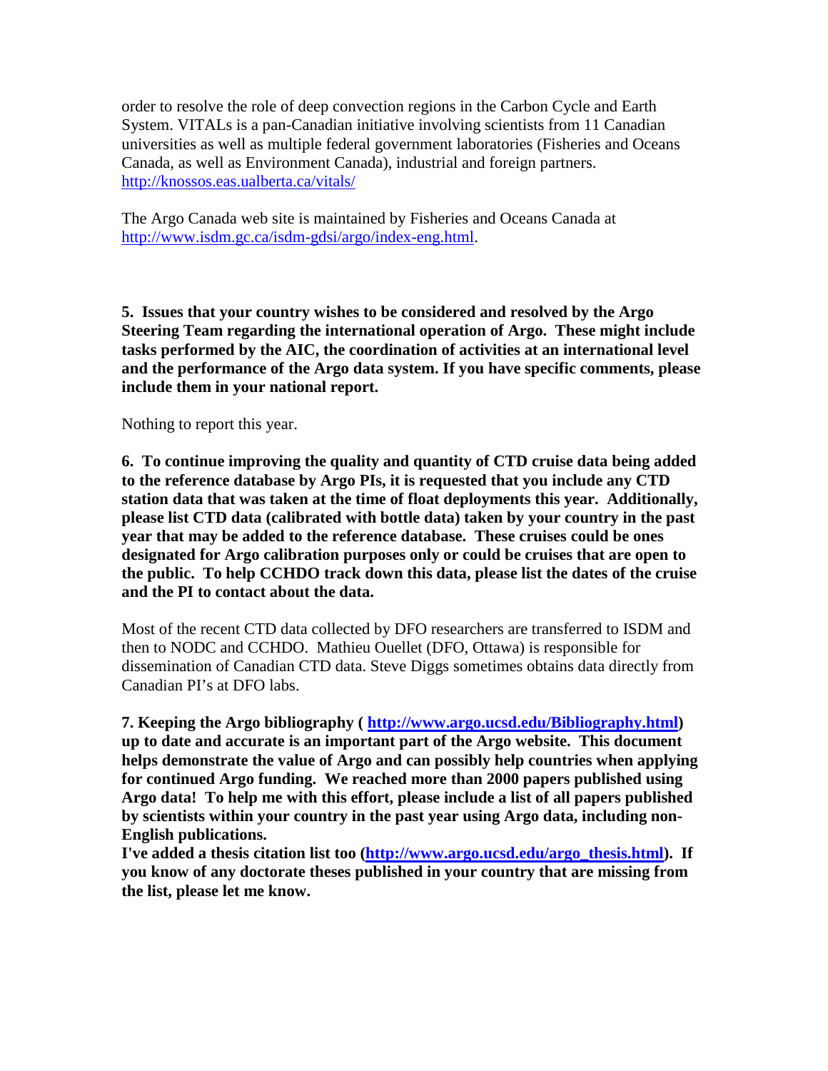order to resolve the role of deep convection regions in the Carbon Cycle and Earth System. VITALs is a pan-Canadian initiative involving scientists from 11 Canadian universities as well as multiple federal government laboratories (Fisheries and Oceans Canada, as well as Environment Canada), industrial and foreign partners. http://knossos.eas.ualberta.ca/vitals/

The Argo Canada web site is maintained by Fisheries and Oceans Canada at http://www.isdm.gc.ca/isdm-gdsi/argo/index-eng.html.

**5. Issues that your country wishes to be considered and resolved by the Argo Steering Team regarding the international operation of Argo. These might include tasks performed by the AIC, the coordination of activities at an international level and the performance of the Argo data system. If you have specific comments, please include them in your national report.**

Nothing to report this year.

**6. To continue improving the quality and quantity of CTD cruise data being added to the reference database by Argo PIs, it is requested that you include any CTD station data that was taken at the time of float deployments this year. Additionally, please list CTD data (calibrated with bottle data) taken by your country in the past year that may be added to the reference database. These cruises could be ones designated for Argo calibration purposes only or could be cruises that are open to the public. To help CCHDO track down this data, please list the dates of the cruise and the PI to contact about the data.**

Most of the recent CTD data collected by DFO researchers are transferred to ISDM and then to NODC and CCHDO. Mathieu Ouellet (DFO, Ottawa) is responsible for dissemination of Canadian CTD data. Steve Diggs sometimes obtains data directly from Canadian PI's at DFO labs.

**7. Keeping the Argo bibliography ( http://www.argo.ucsd.edu/Bibliography.html) up to date and accurate is an important part of the Argo website. This document helps demonstrate the value of Argo and can possibly help countries when applying for continued Argo funding. We reached more than 2000 papers published using Argo data! To help me with this effort, please include a list of all papers published by scientists within your country in the past year using Argo data, including non-English publications.**
**I've added a thesis citation list too (http://www.argo.ucsd.edu/argo_thesis.html). If you know of any doctorate theses published in your country that are missing from the list, please let me know.**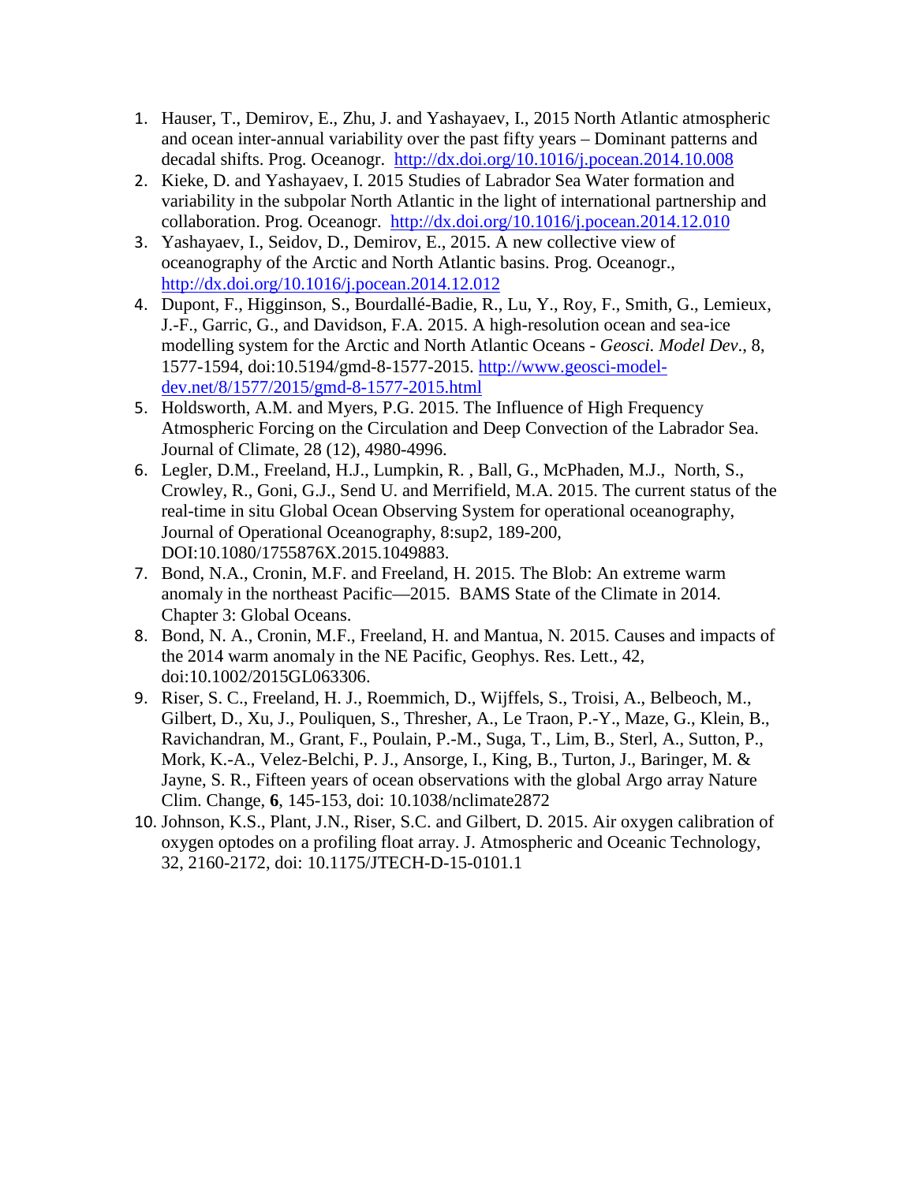1. Hauser, T., Demirov, E., Zhu, J. and Yashayaev, I., 2015 North Atlantic atmospheric and ocean inter-annual variability over the past fifty years – Dominant patterns and decadal shifts. Prog. Oceanogr. http://dx.doi.org/10.1016/j.pocean.2014.10.008
2. Kieke, D. and Yashayaev, I. 2015 Studies of Labrador Sea Water formation and variability in the subpolar North Atlantic in the light of international partnership and collaboration. Prog. Oceanogr. http://dx.doi.org/10.1016/j.pocean.2014.12.010
3. Yashayaev, I., Seidov, D., Demirov, E., 2015. A new collective view of oceanography of the Arctic and North Atlantic basins. Prog. Oceanogr., http://dx.doi.org/10.1016/j.pocean.2014.12.012
4. Dupont, F., Higginson, S., Bourdallé-Badie, R., Lu, Y., Roy, F., Smith, G., Lemieux, J.-F., Garric, G., and Davidson, F.A. 2015. A high-resolution ocean and sea-ice modelling system for the Arctic and North Atlantic Oceans - *Geosci. Model Dev*., 8, 1577-1594, doi:10.5194/gmd-8-1577-2015. http://www.geosci-model-dev.net/8/1577/2015/gmd-8-1577-2015.html
5. Holdsworth, A.M. and Myers, P.G. 2015. The Influence of High Frequency Atmospheric Forcing on the Circulation and Deep Convection of the Labrador Sea. Journal of Climate, 28 (12), 4980-4996.
6. Legler, D.M., Freeland, H.J., Lumpkin, R. , Ball, G., McPhaden, M.J., North, S., Crowley, R., Goni, G.J., Send U. and Merrifield, M.A. 2015. The current status of the real-time in situ Global Ocean Observing System for operational oceanography, Journal of Operational Oceanography, 8:sup2, 189-200, DOI:10.1080/1755876X.2015.1049883.
7. Bond, N.A., Cronin, M.F. and Freeland, H. 2015. The Blob: An extreme warm anomaly in the northeast Pacific—2015. BAMS State of the Climate in 2014. Chapter 3: Global Oceans.
8. Bond, N. A., Cronin, M.F., Freeland, H. and Mantua, N. 2015. Causes and impacts of the 2014 warm anomaly in the NE Pacific, Geophys. Res. Lett., 42, doi:10.1002/2015GL063306.
9. Riser, S. C., Freeland, H. J., Roemmich, D., Wijffels, S., Troisi, A., Belbeoch, M., Gilbert, D., Xu, J., Pouliquen, S., Thresher, A., Le Traon, P.-Y., Maze, G., Klein, B., Ravichandran, M., Grant, F., Poulain, P.-M., Suga, T., Lim, B., Sterl, A., Sutton, P., Mork, K.-A., Velez-Belchi, P. J., Ansorge, I., King, B., Turton, J., Baringer, M. & Jayne, S. R., Fifteen years of ocean observations with the global Argo array Nature Clim. Change, **6**, 145-153, doi: 10.1038/nclimate2872
10. Johnson, K.S., Plant, J.N., Riser, S.C. and Gilbert, D. 2015. Air oxygen calibration of oxygen optodes on a profiling float array. J. Atmospheric and Oceanic Technology, 32, 2160-2172, doi: 10.1175/JTECH-D-15-0101.1